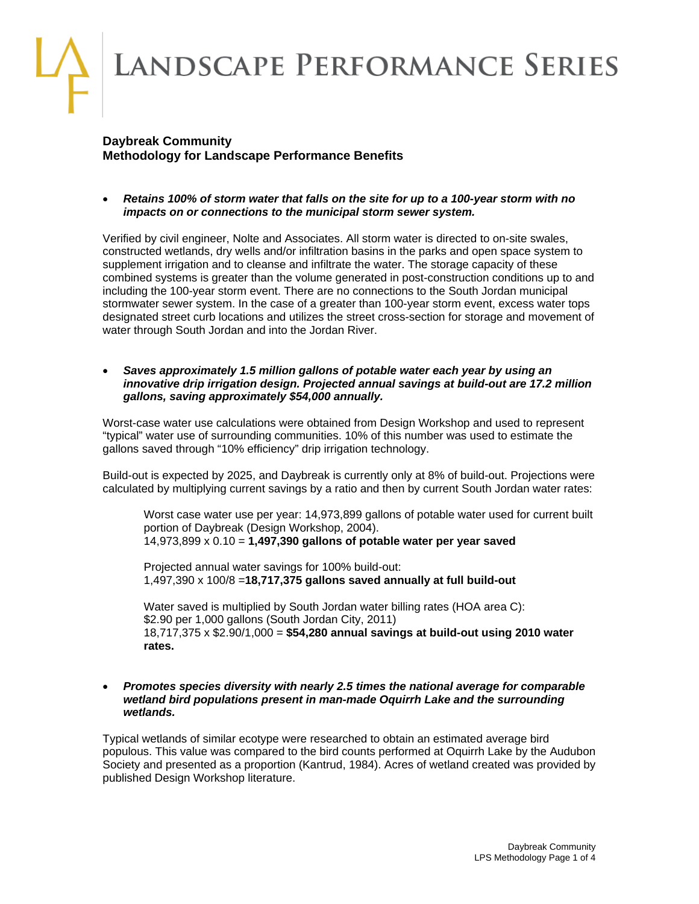# LANDSCAPE PERFORMANCE SERIES

## Daybreak Community
## Methodology for Landscape Performance Benefits

- ***Retains 100% of storm water that falls on the site for up to a 100-year storm with no impacts on or connections to the municipal storm sewer system.***

Verified by civil engineer, Nolte and Associates. All storm water is directed to on-site swales, constructed wetlands, dry wells and/or infiltration basins in the parks and open space system to supplement irrigation and to cleanse and infiltrate the water. The storage capacity of these combined systems is greater than the volume generated in post-construction conditions up to and including the 100-year storm event. There are no connections to the South Jordan municipal stormwater sewer system. In the case of a greater than 100-year storm event, excess water tops designated street curb locations and utilizes the street cross-section for storage and movement of water through South Jordan and into the Jordan River.

- ***Saves approximately 1.5 million gallons of potable water each year by using an innovative drip irrigation design. Projected annual savings at build-out are 17.2 million gallons, saving approximately $54,000 annually.***

Worst-case water use calculations were obtained from Design Workshop and used to represent "typical" water use of surrounding communities. 10% of this number was used to estimate the gallons saved through "10% efficiency" drip irrigation technology.

Build-out is expected by 2025, and Daybreak is currently only at 8% of build-out. Projections were calculated by multiplying current savings by a ratio and then by current South Jordan water rates:

> Worst case water use per year: 14,973,899 gallons of potable water used for current built portion of Daybreak (Design Workshop, 2004).
> 14,973,899 x 0.10 = **1,497,390 gallons of potable water per year saved**
>
> Projected annual water savings for 100% build-out:
> 1,497,390 x 100/8 =**18,717,375 gallons saved annually at full build-out**
>
> Water saved is multiplied by South Jordan water billing rates (HOA area C):
> $2.90 per 1,000 gallons (South Jordan City, 2011)
> 18,717,375 x $2.90/1,000 = **$54,280 annual savings at build-out using 2010 water rates.**

- ***Promotes species diversity with nearly 2.5 times the national average for comparable wetland bird populations present in man-made Oquirrh Lake and the surrounding wetlands.***

Typical wetlands of similar ecotype were researched to obtain an estimated average bird populous. This value was compared to the bird counts performed at Oquirrh Lake by the Audubon Society and presented as a proportion (Kantrud, 1984). Acres of wetland created was provided by published Design Workshop literature.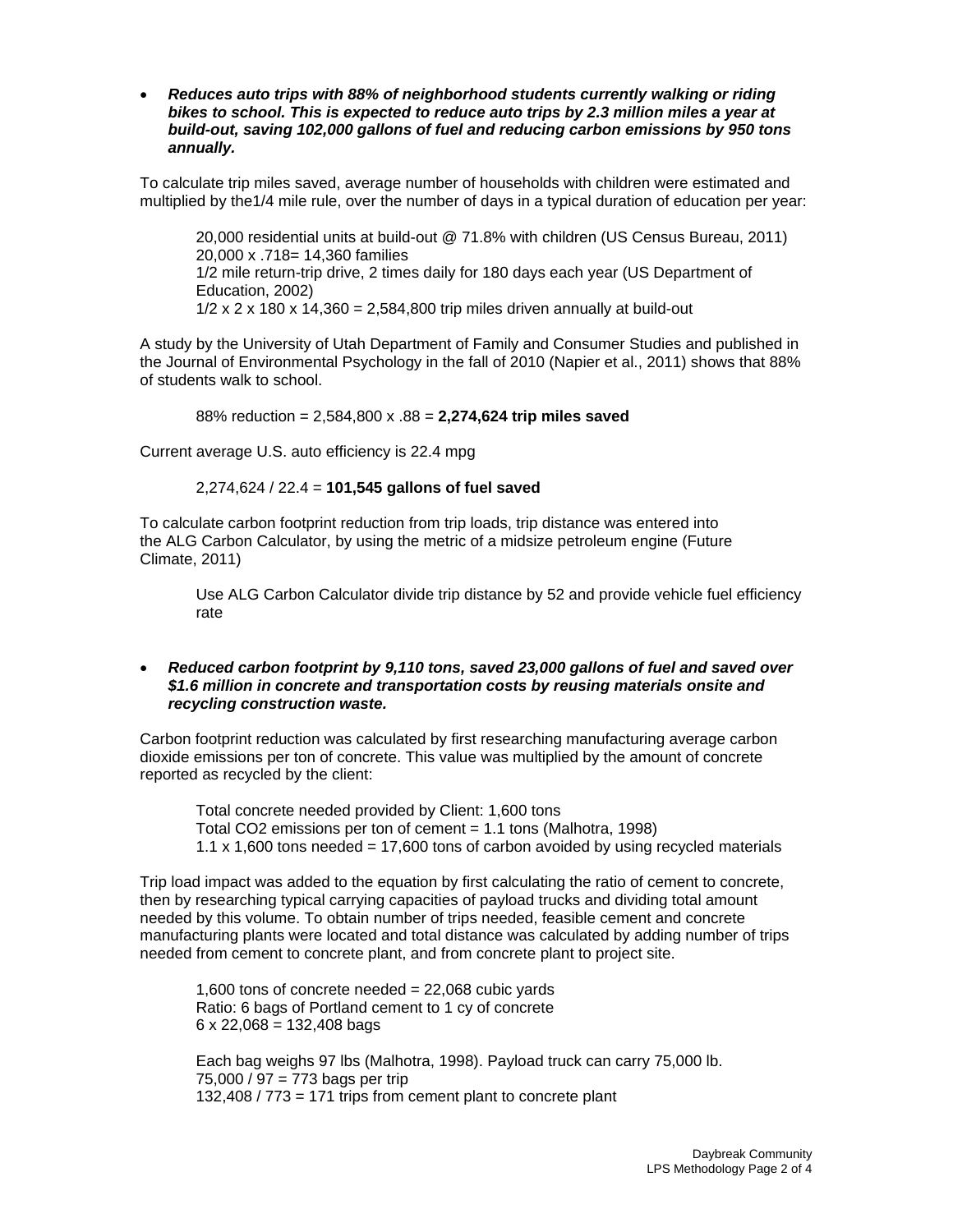- ***Reduces auto trips with 88% of neighborhood students currently walking or riding bikes to school. This is expected to reduce auto trips by 2.3 million miles a year at build-out, saving 102,000 gallons of fuel and reducing carbon emissions by 950 tons annually.***

To calculate trip miles saved, average number of households with children were estimated and multiplied by the1/4 mile rule, over the number of days in a typical duration of education per year:

> 20,000 residential units at build-out @ 71.8% with children (US Census Bureau, 2011)
> 20,000 x .718= 14,360 families
> 1/2 mile return-trip drive, 2 times daily for 180 days each year (US Department of Education, 2002)
> 1/2 x 2 x 180 x 14,360 = 2,584,800 trip miles driven annually at build-out

A study by the University of Utah Department of Family and Consumer Studies and published in the Journal of Environmental Psychology in the fall of 2010 (Napier et al., 2011) shows that 88% of students walk to school.

> 88% reduction = 2,584,800 x .88 = **2,274,624 trip miles saved**

Current average U.S. auto efficiency is 22.4 mpg

> 2,274,624 / 22.4 = **101,545 gallons of fuel saved**

To calculate carbon footprint reduction from trip loads, trip distance was entered into the ALG Carbon Calculator, by using the metric of a midsize petroleum engine (Future Climate, 2011)

> Use ALG Carbon Calculator divide trip distance by 52 and provide vehicle fuel efficiency rate

- ***Reduced carbon footprint by 9,110 tons, saved 23,000 gallons of fuel and saved over $1.6 million in concrete and transportation costs by reusing materials onsite and recycling construction waste.***

Carbon footprint reduction was calculated by first researching manufacturing average carbon dioxide emissions per ton of concrete. This value was multiplied by the amount of concrete reported as recycled by the client:

> Total concrete needed provided by Client: 1,600 tons
> Total $CO_2$ emissions per ton of cement = 1.1 tons (Malhotra, 1998)
> 1.1 x 1,600 tons needed = 17,600 tons of carbon avoided by using recycled materials

Trip load impact was added to the equation by first calculating the ratio of cement to concrete, then by researching typical carrying capacities of payload trucks and dividing total amount needed by this volume. To obtain number of trips needed, feasible cement and concrete manufacturing plants were located and total distance was calculated by adding number of trips needed from cement to concrete plant, and from concrete plant to project site.

> 1,600 tons of concrete needed = 22,068 cubic yards
> Ratio: 6 bags of Portland cement to 1 cy of concrete
> 6 x 22,068 = 132,408 bags
>
> Each bag weighs 97 lbs (Malhotra, 1998). Payload truck can carry 75,000 lb.
> 75,000 / 97 = 773 bags per trip
> 132,408 / 773 = 171 trips from cement plant to concrete plant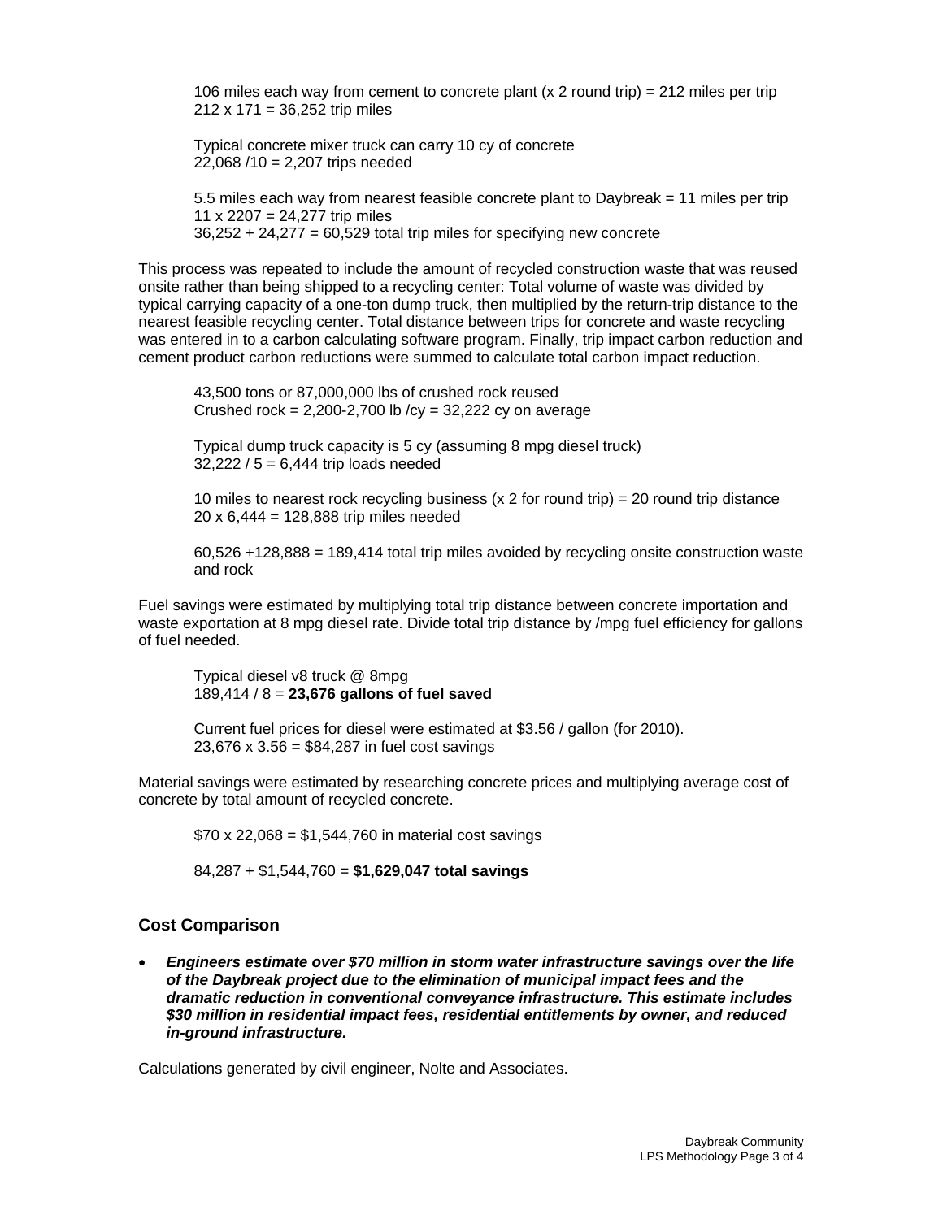106 miles each way from cement to concrete plant (x 2 round trip) = 212 miles per trip
212 x 171 = 36,252 trip miles

Typical concrete mixer truck can carry 10 cy of concrete
22,068 /10 = 2,207 trips needed

5.5 miles each way from nearest feasible concrete plant to Daybreak = 11 miles per trip
11 x 2207 = 24,277 trip miles
36,252 + 24,277 = 60,529 total trip miles for specifying new concrete

This process was repeated to include the amount of recycled construction waste that was reused onsite rather than being shipped to a recycling center: Total volume of waste was divided by typical carrying capacity of a one-ton dump truck, then multiplied by the return-trip distance to the nearest feasible recycling center. Total distance between trips for concrete and waste recycling was entered in to a carbon calculating software program. Finally, trip impact carbon reduction and cement product carbon reductions were summed to calculate total carbon impact reduction.

43,500 tons or 87,000,000 lbs of crushed rock reused
Crushed rock = 2,200-2,700 lb /cy = 32,222 cy on average

Typical dump truck capacity is 5 cy (assuming 8 mpg diesel truck)
32,222 / 5 = 6,444 trip loads needed

10 miles to nearest rock recycling business (x 2 for round trip) = 20 round trip distance
20 x 6,444 = 128,888 trip miles needed

60,526 +128,888 = 189,414 total trip miles avoided by recycling onsite construction waste and rock

Fuel savings were estimated by multiplying total trip distance between concrete importation and waste exportation at 8 mpg diesel rate. Divide total trip distance by /mpg fuel efficiency for gallons of fuel needed.

Typical diesel v8 truck @ 8mpg
189,414 / 8 = **23,676 gallons of fuel saved**

Current fuel prices for diesel were estimated at $3.56 / gallon (for 2010).
23,676 x 3.56 = $84,287 in fuel cost savings

Material savings were estimated by researching concrete prices and multiplying average cost of concrete by total amount of recycled concrete.

$70 x 22,068 = $1,544,760 in material cost savings

84,287 + $1,544,760 = **$1,629,047 total savings**

## Cost Comparison

- ***Engineers estimate over $70 million in storm water infrastructure savings over the life of the Daybreak project due to the elimination of municipal impact fees and the dramatic reduction in conventional conveyance infrastructure. This estimate includes $30 million in residential impact fees, residential entitlements by owner, and reduced in-ground infrastructure.***

Calculations generated by civil engineer, Nolte and Associates.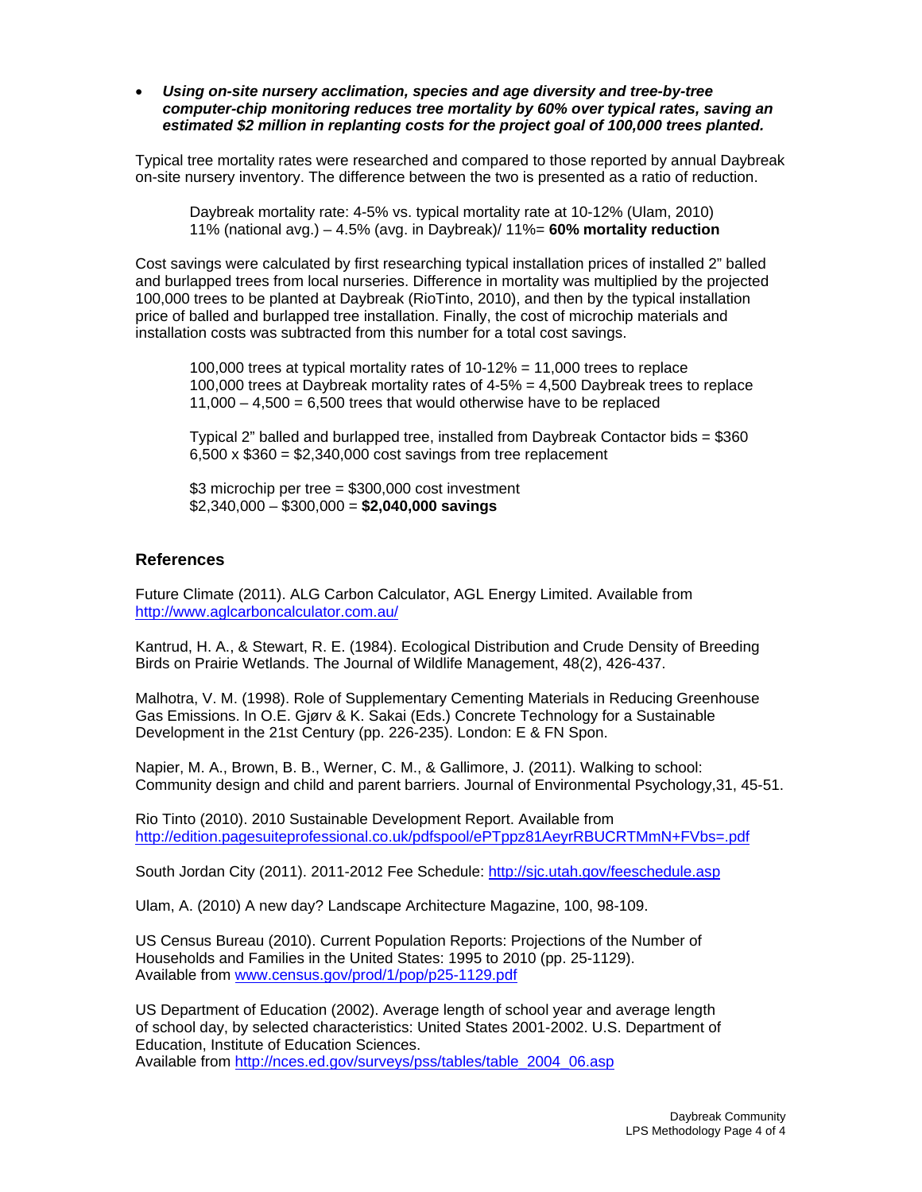- ***Using on-site nursery acclimation, species and age diversity and tree-by-tree computer-chip monitoring reduces tree mortality by 60% over typical rates, saving an estimated $2 million in replanting costs for the project goal of 100,000 trees planted.***

Typical tree mortality rates were researched and compared to those reported by annual Daybreak on-site nursery inventory. The difference between the two is presented as a ratio of reduction.

> Daybreak mortality rate: 4-5% vs. typical mortality rate at 10-12% (Ulam, 2010)
> 11% (national avg.) – 4.5% (avg. in Daybreak)/ 11%= **60% mortality reduction**

Cost savings were calculated by first researching typical installation prices of installed 2" balled and burlapped trees from local nurseries. Difference in mortality was multiplied by the projected 100,000 trees to be planted at Daybreak (RioTinto, 2010), and then by the typical installation price of balled and burlapped tree installation. Finally, the cost of microchip materials and installation costs was subtracted from this number for a total cost savings.

> 100,000 trees at typical mortality rates of 10-12% = 11,000 trees to replace
> 100,000 trees at Daybreak mortality rates of 4-5% = 4,500 Daybreak trees to replace
> 11,000 – 4,500 = 6,500 trees that would otherwise have to be replaced
>
> Typical 2" balled and burlapped tree, installed from Daybreak Contactor bids = $360
> 6,500 x $360 = $2,340,000 cost savings from tree replacement
>
> $3 microchip per tree = $300,000 cost investment
> $2,340,000 – $300,000 = **$2,040,000 savings**

## References

Future Climate (2011). ALG Carbon Calculator, AGL Energy Limited. Available from http://www.aglcarboncalculator.com.au/

Kantrud, H. A., & Stewart, R. E. (1984). Ecological Distribution and Crude Density of Breeding Birds on Prairie Wetlands. The Journal of Wildlife Management, 48(2), 426-437.

Malhotra, V. M. (1998). Role of Supplementary Cementing Materials in Reducing Greenhouse Gas Emissions. In O.E. Gjørv & K. Sakai (Eds.) Concrete Technology for a Sustainable Development in the 21st Century (pp. 226-235). London: E & FN Spon.

Napier, M. A., Brown, B. B., Werner, C. M., & Gallimore, J. (2011). Walking to school: Community design and child and parent barriers. Journal of Environmental Psychology,31, 45-51.

Rio Tinto (2010). 2010 Sustainable Development Report. Available from http://edition.pagesuiteprofessional.co.uk/pdfspool/ePTppz81AeyrRBUCRTMmN+FVbs=.pdf

South Jordan City (2011). 2011-2012 Fee Schedule: http://sjc.utah.gov/feeschedule.asp

Ulam, A. (2010) A new day? Landscape Architecture Magazine, 100, 98-109.

US Census Bureau (2010). Current Population Reports: Projections of the Number of Households and Families in the United States: 1995 to 2010 (pp. 25-1129). Available from www.census.gov/prod/1/pop/p25-1129.pdf

US Department of Education (2002). Average length of school year and average length of school day, by selected characteristics: United States 2001-2002. U.S. Department of Education, Institute of Education Sciences.
Available from http://nces.ed.gov/surveys/pss/tables/table_2004_06.asp